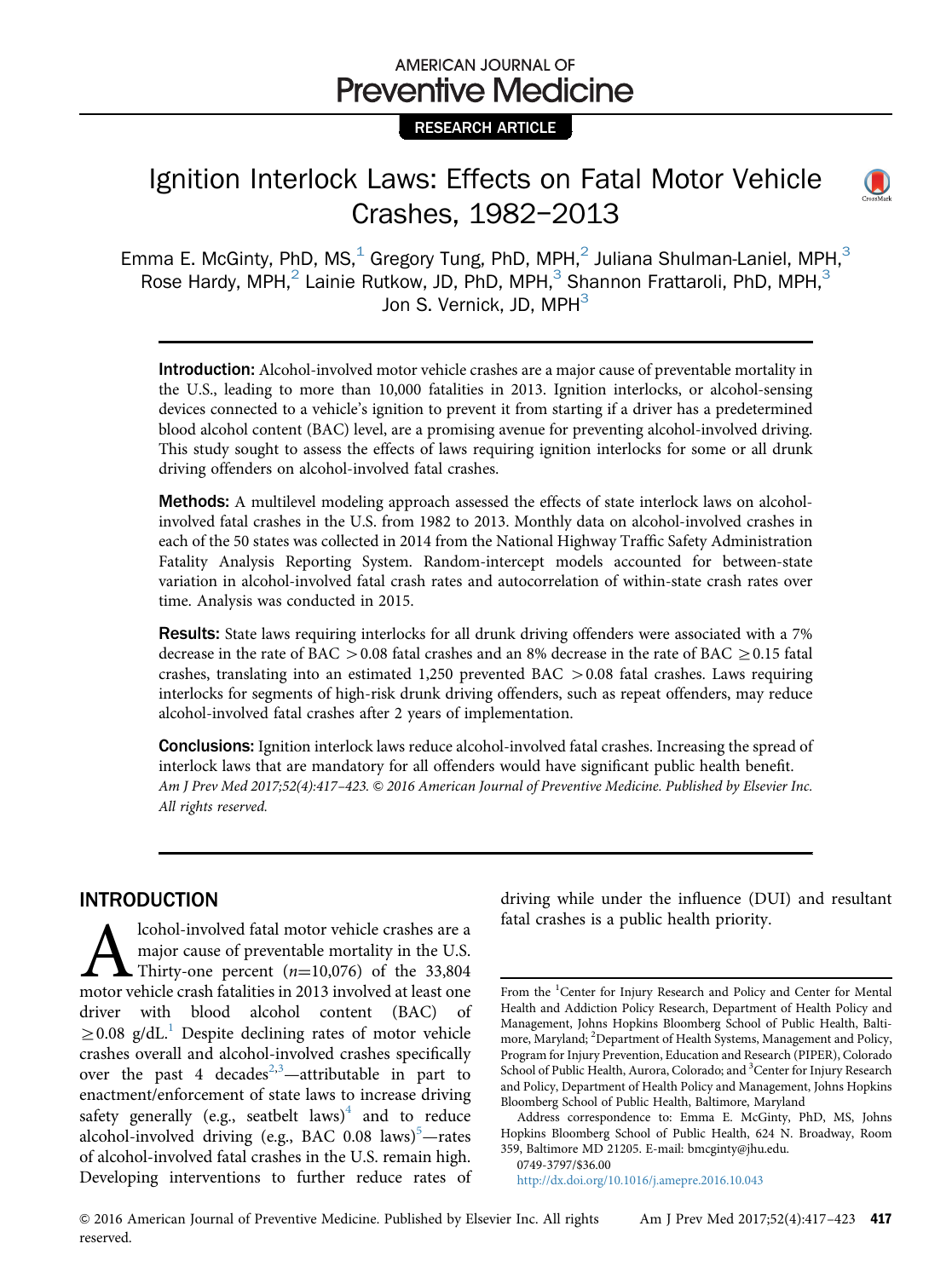AMERICAN JOURNAL OF
Preventive Medicine

RESEARCH ARTICLE

# Ignition Interlock Laws: Effects on Fatal Motor Vehicle Crashes, 1982–2013

Emma E. McGinty, PhD, MS,[1] Gregory Tung, PhD, MPH,[2] Juliana Shulman-Laniel, MPH,[3] Rose Hardy, MPH,[2] Lainie Rutkow, JD, PhD, MPH,[3] Shannon Frattaroli, PhD, MPH,[3] Jon S. Vernick, JD, MPH[3]

**Introduction:** Alcohol-involved motor vehicle crashes are a major cause of preventable mortality in the U.S., leading to more than 10,000 fatalities in 2013. Ignition interlocks, or alcohol-sensing devices connected to a vehicle's ignition to prevent it from starting if a driver has a predetermined blood alcohol content (BAC) level, are a promising avenue for preventing alcohol-involved driving. This study sought to assess the effects of laws requiring ignition interlocks for some or all drunk driving offenders on alcohol-involved fatal crashes.

**Methods:** A multilevel modeling approach assessed the effects of state interlock laws on alcohol-involved fatal crashes in the U.S. from 1982 to 2013. Monthly data on alcohol-involved crashes in each of the 50 states was collected in 2014 from the National Highway Traffic Safety Administration Fatality Analysis Reporting System. Random-intercept models accounted for between-state variation in alcohol-involved fatal crash rates and autocorrelation of within-state crash rates over time. Analysis was conducted in 2015.

**Results:** State laws requiring interlocks for all drunk driving offenders were associated with a 7% decrease in the rate of BAC $>0.08$ fatal crashes and an 8% decrease in the rate of BAC $\geq 0.15$ fatal crashes, translating into an estimated 1,250 prevented BAC $>0.08$ fatal crashes. Laws requiring interlocks for segments of high-risk drunk driving offenders, such as repeat offenders, may reduce alcohol-involved fatal crashes after 2 years of implementation.

**Conclusions:** Ignition interlock laws reduce alcohol-involved fatal crashes. Increasing the spread of interlock laws that are mandatory for all offenders would have significant public health benefit.

*Am J Prev Med 2017;52(4):417–423. © 2016 American Journal of Preventive Medicine. Published by Elsevier Inc. All rights reserved.*

## INTRODUCTION

Alcohol-involved fatal motor vehicle crashes are a major cause of preventable mortality in the U.S. Thirty-one percent ($n$=10,076) of the 33,804 motor vehicle crash fatalities in 2013 involved at least one driver with blood alcohol content (BAC) of $\geq 0.08$ g/dL.[1] Despite declining rates of motor vehicle crashes overall and alcohol-involved crashes specifically over the past 4 decades[2,3]—attributable in part to enactment/enforcement of state laws to increase driving safety generally (e.g., seatbelt laws)[4] and to reduce alcohol-involved driving (e.g., BAC 0.08 laws)[5]—rates of alcohol-involved fatal crashes in the U.S. remain high. Developing interventions to further reduce rates of driving while under the influence (DUI) and resultant fatal crashes is a public health priority.

From the [1]Center for Injury Research and Policy and Center for Mental Health and Addiction Policy Research, Department of Health Policy and Management, Johns Hopkins Bloomberg School of Public Health, Baltimore, Maryland; [2]Department of Health Systems, Management and Policy, Program for Injury Prevention, Education and Research (PIPER), Colorado School of Public Health, Aurora, Colorado; and [3]Center for Injury Research and Policy, Department of Health Policy and Management, Johns Hopkins Bloomberg School of Public Health, Baltimore, Maryland

Address correspondence to: Emma E. McGinty, PhD, MS, Johns Hopkins Bloomberg School of Public Health, 624 N. Broadway, Room 359, Baltimore MD 21205. E-mail: bmcginty@jhu.edu.

0749-3797/$36.00

http://dx.doi.org/10.1016/j.amepre.2016.10.043

© 2016 American Journal of Preventive Medicine. Published by Elsevier Inc. All rights reserved.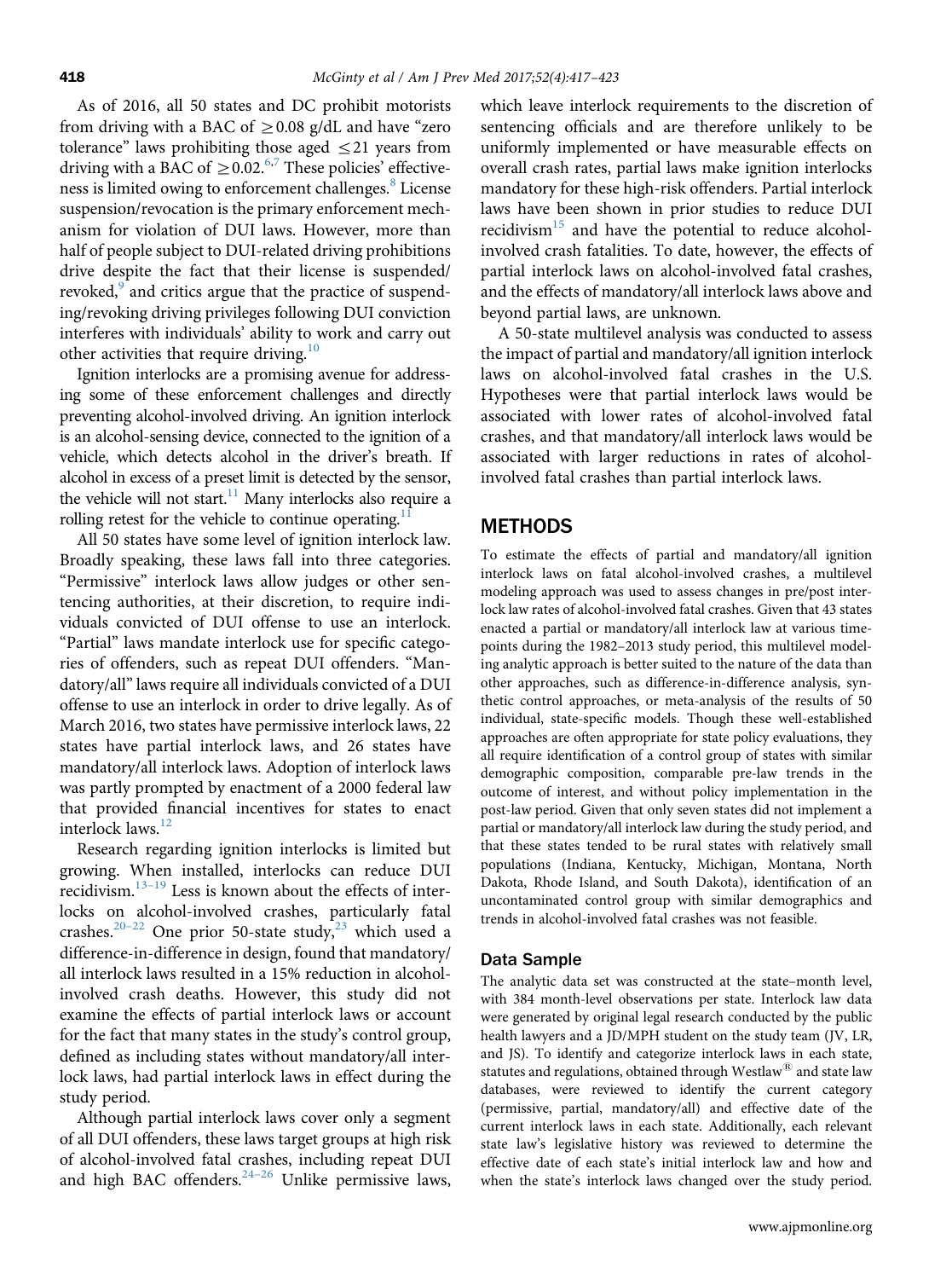As of 2016, all 50 states and DC prohibit motorists from driving with a BAC of $\geq$0.08 g/dL and have "zero tolerance" laws prohibiting those aged $\leq$21 years from driving with a BAC of $\geq$0.02.[6,7] These policies' effectiveness is limited owing to enforcement challenges.[8] License suspension/revocation is the primary enforcement mechanism for violation of DUI laws. However, more than half of people subject to DUI-related driving prohibitions drive despite the fact that their license is suspended/revoked,[9] and critics argue that the practice of suspending/revoking driving privileges following DUI conviction interferes with individuals' ability to work and carry out other activities that require driving.[10]

Ignition interlocks are a promising avenue for addressing some of these enforcement challenges and directly preventing alcohol-involved driving. An ignition interlock is an alcohol-sensing device, connected to the ignition of a vehicle, which detects alcohol in the driver's breath. If alcohol in excess of a preset limit is detected by the sensor, the vehicle will not start.[11] Many interlocks also require a rolling retest for the vehicle to continue operating.[11]

All 50 states have some level of ignition interlock law. Broadly speaking, these laws fall into three categories. "Permissive" interlock laws allow judges or other sentencing authorities, at their discretion, to require individuals convicted of DUI offense to use an interlock. "Partial" laws mandate interlock use for specific categories of offenders, such as repeat DUI offenders. "Mandatory/all" laws require all individuals convicted of a DUI offense to use an interlock in order to drive legally. As of March 2016, two states have permissive interlock laws, 22 states have partial interlock laws, and 26 states have mandatory/all interlock laws. Adoption of interlock laws was partly prompted by enactment of a 2000 federal law that provided financial incentives for states to enact interlock laws.[12]

Research regarding ignition interlocks is limited but growing. When installed, interlocks can reduce DUI recidivism.[13–19] Less is known about the effects of interlocks on alcohol-involved crashes, particularly fatal crashes.[20–22] One prior 50-state study,[23] which used a difference-in-difference in design, found that mandatory/all interlock laws resulted in a 15% reduction in alcohol-involved crash deaths. However, this study did not examine the effects of partial interlock laws or account for the fact that many states in the study's control group, defined as including states without mandatory/all interlock laws, had partial interlock laws in effect during the study period.

Although partial interlock laws cover only a segment of all DUI offenders, these laws target groups at high risk of alcohol-involved fatal crashes, including repeat DUI and high BAC offenders.[24–26] Unlike permissive laws, which leave interlock requirements to the discretion of sentencing officials and are therefore unlikely to be uniformly implemented or have measurable effects on overall crash rates, partial laws make ignition interlocks mandatory for these high-risk offenders. Partial interlock laws have been shown in prior studies to reduce DUI recidivism[15] and have the potential to reduce alcohol-involved crash fatalities. To date, however, the effects of partial interlock laws on alcohol-involved fatal crashes, and the effects of mandatory/all interlock laws above and beyond partial laws, are unknown.

A 50-state multilevel analysis was conducted to assess the impact of partial and mandatory/all ignition interlock laws on alcohol-involved fatal crashes in the U.S. Hypotheses were that partial interlock laws would be associated with lower rates of alcohol-involved fatal crashes, and that mandatory/all interlock laws would be associated with larger reductions in rates of alcohol-involved fatal crashes than partial interlock laws.

## METHODS

To estimate the effects of partial and mandatory/all ignition interlock laws on fatal alcohol-involved crashes, a multilevel modeling approach was used to assess changes in pre/post interlock law rates of alcohol-involved fatal crashes. Given that 43 states enacted a partial or mandatory/all interlock law at various timepoints during the 1982–2013 study period, this multilevel modeling analytic approach is better suited to the nature of the data than other approaches, such as difference-in-difference analysis, synthetic control approaches, or meta-analysis of the results of 50 individual, state-specific models. Though these well-established approaches are often appropriate for state policy evaluations, they all require identification of a control group of states with similar demographic composition, comparable pre-law trends in the outcome of interest, and without policy implementation in the post-law period. Given that only seven states did not implement a partial or mandatory/all interlock law during the study period, and that these states tended to be rural states with relatively small populations (Indiana, Kentucky, Michigan, Montana, North Dakota, Rhode Island, and South Dakota), identification of an uncontaminated control group with similar demographics and trends in alcohol-involved fatal crashes was not feasible.

### Data Sample

The analytic data set was constructed at the state–month level, with 384 month-level observations per state. Interlock law data were generated by original legal research conducted by the public health lawyers and a JD/MPH student on the study team (JV, LR, and JS). To identify and categorize interlock laws in each state, statutes and regulations, obtained through Westlaw® and state law databases, were reviewed to identify the current category (permissive, partial, mandatory/all) and effective date of the current interlock laws in each state. Additionally, each relevant state law's legislative history was reviewed to determine the effective date of each state's initial interlock law and how and when the state's interlock laws changed over the study period.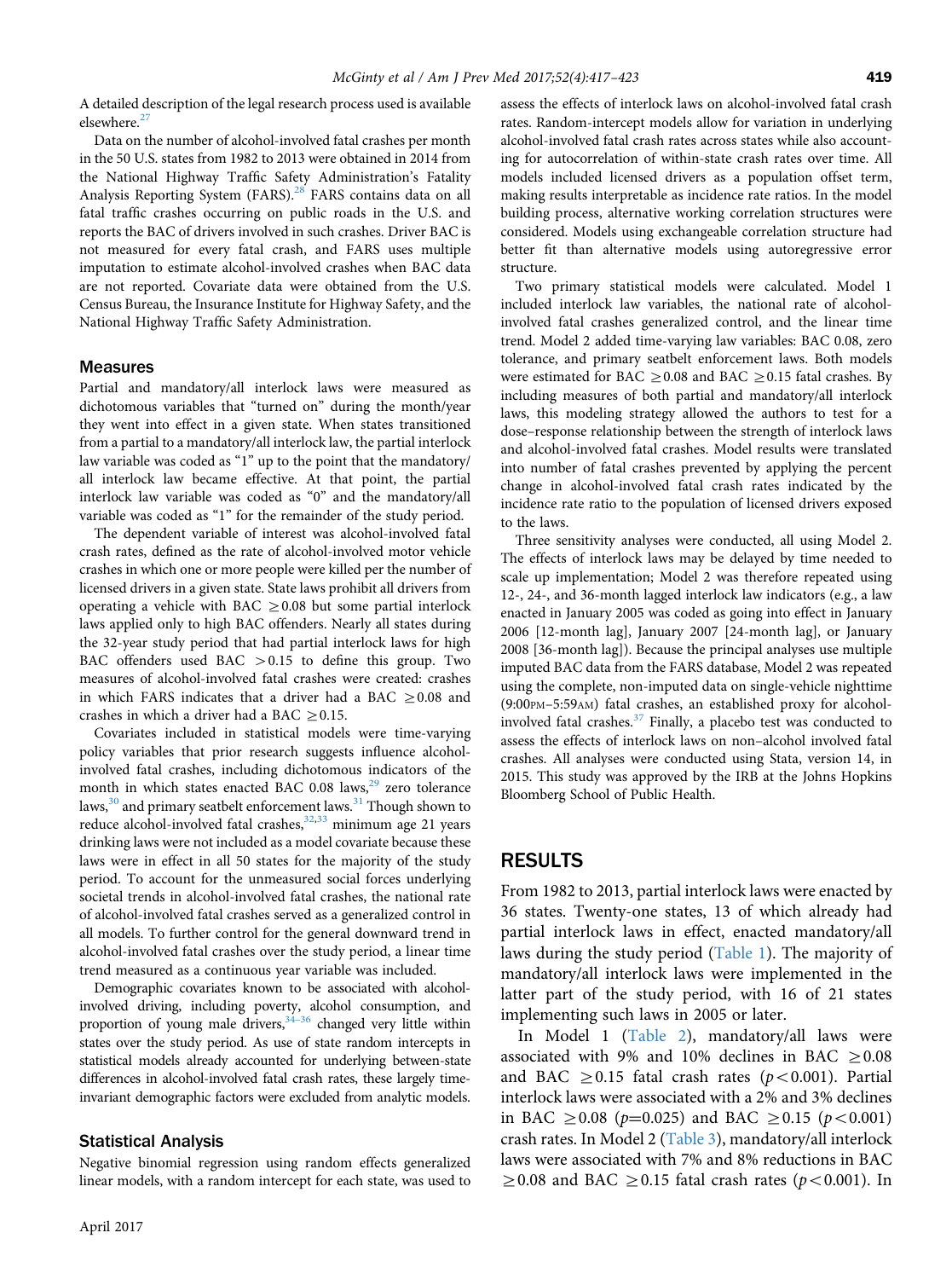A detailed description of the legal research process used is available elsewhere.[27]

Data on the number of alcohol-involved fatal crashes per month in the 50 U.S. states from 1982 to 2013 were obtained in 2014 from the National Highway Traffic Safety Administration's Fatality Analysis Reporting System (FARS).[28] FARS contains data on all fatal traffic crashes occurring on public roads in the U.S. and reports the BAC of drivers involved in such crashes. Driver BAC is not measured for every fatal crash, and FARS uses multiple imputation to estimate alcohol-involved crashes when BAC data are not reported. Covariate data were obtained from the U.S. Census Bureau, the Insurance Institute for Highway Safety, and the National Highway Traffic Safety Administration.

### Measures

Partial and mandatory/all interlock laws were measured as dichotomous variables that "turned on" during the month/year they went into effect in a given state. When states transitioned from a partial to a mandatory/all interlock law, the partial interlock law variable was coded as "1" up to the point that the mandatory/all interlock law became effective. At that point, the partial interlock law variable was coded as "0" and the mandatory/all variable was coded as "1" for the remainder of the study period.

The dependent variable of interest was alcohol-involved fatal crash rates, defined as the rate of alcohol-involved motor vehicle crashes in which one or more people were killed per the number of licensed drivers in a given state. State laws prohibit all drivers from operating a vehicle with BAC $\geq$0.08 but some partial interlock laws applied only to high BAC offenders. Nearly all states during the 32-year study period that had partial interlock laws for high BAC offenders used BAC $>$0.15 to define this group. Two measures of alcohol-involved fatal crashes were created: crashes in which FARS indicates that a driver had a BAC $\geq$0.08 and crashes in which a driver had a BAC $\geq$0.15.

Covariates included in statistical models were time-varying policy variables that prior research suggests influence alcohol-involved fatal crashes, including dichotomous indicators of the month in which states enacted BAC 0.08 laws,[29] zero tolerance laws,[30] and primary seatbelt enforcement laws.[31] Though shown to reduce alcohol-involved fatal crashes,[32,33] minimum age 21 years drinking laws were not included as a model covariate because these laws were in effect in all 50 states for the majority of the study period. To account for the unmeasured social forces underlying societal trends in alcohol-involved fatal crashes, the national rate of alcohol-involved fatal crashes served as a generalized control in all models. To further control for the general downward trend in alcohol-involved fatal crashes over the study period, a linear time trend measured as a continuous year variable was included.

Demographic covariates known to be associated with alcohol-involved driving, including poverty, alcohol consumption, and proportion of young male drivers,[34–36] changed very little within states over the study period. As use of state random intercepts in statistical models already accounted for underlying between-state differences in alcohol-involved fatal crash rates, these largely time-invariant demographic factors were excluded from analytic models.

### Statistical Analysis

Negative binomial regression using random effects generalized linear models, with a random intercept for each state, was used to assess the effects of interlock laws on alcohol-involved fatal crash rates. Random-intercept models allow for variation in underlying alcohol-involved fatal crash rates across states while also accounting for autocorrelation of within-state crash rates over time. All models included licensed drivers as a population offset term, making results interpretable as incidence rate ratios. In the model building process, alternative working correlation structures were considered. Models using exchangeable correlation structure had better fit than alternative models using autoregressive error structure.

Two primary statistical models were calculated. Model 1 included interlock law variables, the national rate of alcohol-involved fatal crashes generalized control, and the linear time trend. Model 2 added time-varying law variables: BAC 0.08, zero tolerance, and primary seatbelt enforcement laws. Both models were estimated for BAC $\geq$0.08 and BAC $\geq$0.15 fatal crashes. By including measures of both partial and mandatory/all interlock laws, this modeling strategy allowed the authors to test for a dose–response relationship between the strength of interlock laws and alcohol-involved fatal crashes. Model results were translated into number of fatal crashes prevented by applying the percent change in alcohol-involved fatal crash rates indicated by the incidence rate ratio to the population of licensed drivers exposed to the laws.

Three sensitivity analyses were conducted, all using Model 2. The effects of interlock laws may be delayed by time needed to scale up implementation; Model 2 was therefore repeated using 12-, 24-, and 36-month lagged interlock law indicators (e.g., a law enacted in January 2005 was coded as going into effect in January 2006 [12-month lag], January 2007 [24-month lag], or January 2008 [36-month lag]). Because the principal analyses use multiple imputed BAC data from the FARS database, Model 2 was repeated using the complete, non-imputed data on single-vehicle nighttime (9:00PM–5:59AM) fatal crashes, an established proxy for alcohol-involved fatal crashes.[37] Finally, a placebo test was conducted to assess the effects of interlock laws on non–alcohol involved fatal crashes. All analyses were conducted using Stata, version 14, in 2015. This study was approved by the IRB at the Johns Hopkins Bloomberg School of Public Health.

## RESULTS

From 1982 to 2013, partial interlock laws were enacted by 36 states. Twenty-one states, 13 of which already had partial interlock laws in effect, enacted mandatory/all laws during the study period (Table 1). The majority of mandatory/all interlock laws were implemented in the latter part of the study period, with 16 of 21 states implementing such laws in 2005 or later.

In Model 1 (Table 2), mandatory/all laws were associated with 9% and 10% declines in BAC $\geq$0.08 and BAC $\geq$0.15 fatal crash rates ($p<0.001$). Partial interlock laws were associated with a 2% and 3% declines in BAC $\geq$0.08 ($p=0.025$) and BAC $\geq$0.15 ($p<0.001$) crash rates. In Model 2 (Table 3), mandatory/all interlock laws were associated with 7% and 8% reductions in BAC $\geq$0.08 and BAC $\geq$0.15 fatal crash rates ($p<0.001$). In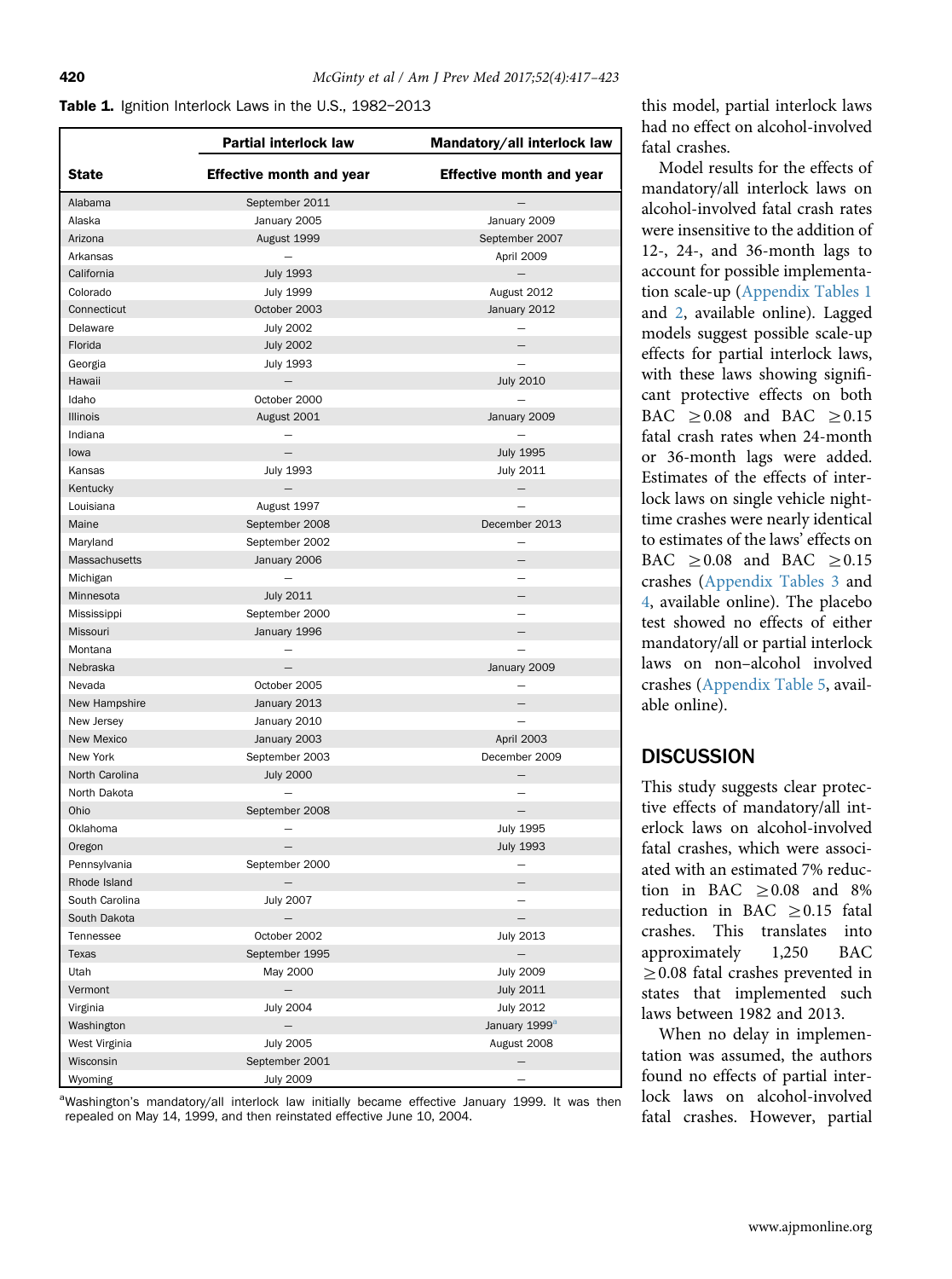**Table 1.** Ignition Interlock Laws in the U.S., 1982–2013

| | Partial interlock law | Mandatory/all interlock law |
|---|---|---|
| State | Effective month and year | Effective month and year |
| Alabama | September 2011 | – |
| Alaska | January 2005 | January 2009 |
| Arizona | August 1999 | September 2007 |
| Arkansas | – | April 2009 |
| California | July 1993 | – |
| Colorado | July 1999 | August 2012 |
| Connecticut | October 2003 | January 2012 |
| Delaware | July 2002 | – |
| Florida | July 2002 | – |
| Georgia | July 1993 | – |
| Hawaii | – | July 2010 |
| Idaho | October 2000 | – |
| Illinois | August 2001 | January 2009 |
| Indiana | – | – |
| Iowa | – | July 1995 |
| Kansas | July 1993 | July 2011 |
| Kentucky | – | – |
| Louisiana | August 1997 | – |
| Maine | September 2008 | December 2013 |
| Maryland | September 2002 | – |
| Massachusetts | January 2006 | – |
| Michigan | – | – |
| Minnesota | July 2011 | – |
| Mississippi | September 2000 | – |
| Missouri | January 1996 | – |
| Montana | – | – |
| Nebraska | – | January 2009 |
| Nevada | October 2005 | – |
| New Hampshire | January 2013 | – |
| New Jersey | January 2010 | – |
| New Mexico | January 2003 | April 2003 |
| New York | September 2003 | December 2009 |
| North Carolina | July 2000 | – |
| North Dakota | – | – |
| Ohio | September 2008 | – |
| Oklahoma | – | July 1995 |
| Oregon | – | July 1993 |
| Pennsylvania | September 2000 | – |
| Rhode Island | – | – |
| South Carolina | July 2007 | – |
| South Dakota | – | – |
| Tennessee | October 2002 | July 2013 |
| Texas | September 1995 | – |
| Utah | May 2000 | July 2009 |
| Vermont | – | July 2011 |
| Virginia | July 2004 | July 2012 |
| Washington | – | January 1999[a] |
| West Virginia | July 2005 | August 2008 |
| Wisconsin | September 2001 | – |
| Wyoming | July 2009 | – |

[a]Washington's mandatory/all interlock law initially became effective January 1999. It was then repealed on May 14, 1999, and then reinstated effective June 10, 2004.

this model, partial interlock laws had no effect on alcohol-involved fatal crashes.

Model results for the effects of mandatory/all interlock laws on alcohol-involved fatal crash rates were insensitive to the addition of 12-, 24-, and 36-month lags to account for possible implementation scale-up (Appendix Tables 1 and 2, available online). Lagged models suggest possible scale-up effects for partial interlock laws, with these laws showing significant protective effects on both BAC $\geq$0.08 and BAC $\geq$0.15 fatal crash rates when 24-month or 36-month lags were added. Estimates of the effects of interlock laws on single vehicle nighttime crashes were nearly identical to estimates of the laws' effects on BAC $\geq$0.08 and BAC $\geq$0.15 crashes (Appendix Tables 3 and 4, available online). The placebo test showed no effects of either mandatory/all or partial interlock laws on non–alcohol involved crashes (Appendix Table 5, available online).

## DISCUSSION

This study suggests clear protective effects of mandatory/all interlock laws on alcohol-involved fatal crashes, which were associated with an estimated 7% reduction in BAC $\geq$0.08 and 8% reduction in BAC $\geq$0.15 fatal crashes. This translates into approximately 1,250 BAC $\geq$0.08 fatal crashes prevented in states that implemented such laws between 1982 and 2013.

When no delay in implementation was assumed, the authors found no effects of partial interlock laws on alcohol-involved fatal crashes. However, partial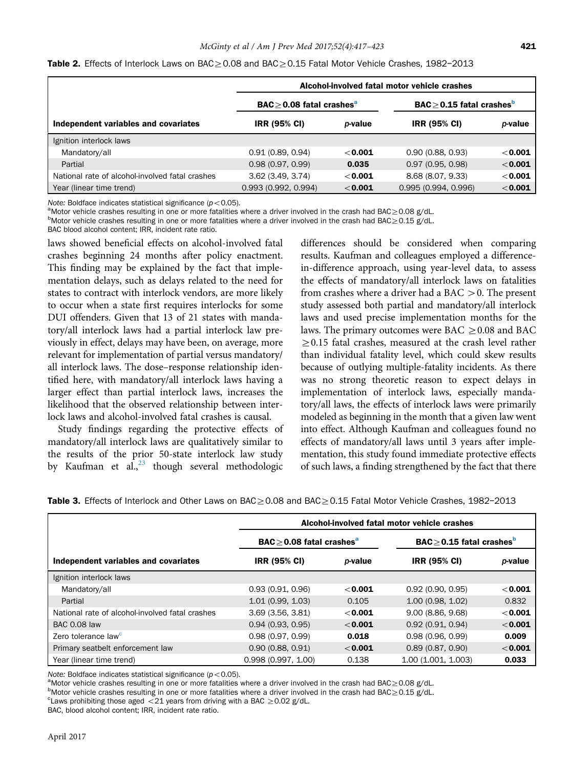**Table 2.** Effects of Interlock Laws on BAC ≥ 0.08 and BAC ≥ 0.15 Fatal Motor Vehicle Crashes, 1982–2013

| | Alcohol-involved fatal motor vehicle crashes | | | |
|---|---|---|---|---|
| | BAC ≥ 0.08 fatal crashes[a] | | BAC ≥ 0.15 fatal crashes[b] | |
| **Independent variables and covariates** | **IRR (95% CI)** | ***p*-value** | **IRR (95% CI)** | ***p*-value** |
| Ignition interlock laws | | | | |
| Mandatory/all | 0.91 (0.89, 0.94) | **<0.001** | 0.90 (0.88, 0.93) | **<0.001** |
| Partial | 0.98 (0.97, 0.99) | **0.035** | 0.97 (0.95, 0.98) | **<0.001** |
| National rate of alcohol-involved fatal crashes | 3.62 (3.49, 3.74) | **<0.001** | 8.68 (8.07, 9.33) | **<0.001** |
| Year (linear time trend) | 0.993 (0.992, 0.994) | **<0.001** | 0.995 (0.994, 0.996) | **<0.001** |

*Note:* Boldface indicates statistical significance ($p < 0.05$).
[a]Motor vehicle crashes resulting in one or more fatalities where a driver involved in the crash had BAC ≥ 0.08 g/dL.
[b]Motor vehicle crashes resulting in one or more fatalities where a driver involved in the crash had BAC ≥ 0.15 g/dL.
BAC blood alcohol content; IRR, incident rate ratio.

laws showed beneficial effects on alcohol-involved fatal crashes beginning 24 months after policy enactment. This finding may be explained by the fact that implementation delays, such as delays related to the need for states to contract with interlock vendors, are more likely to occur when a state first requires interlocks for some DUI offenders. Given that 13 of 21 states with mandatory/all interlock laws had a partial interlock law previously in effect, delays may have been, on average, more relevant for implementation of partial versus mandatory/all interlock laws. The dose–response relationship identified here, with mandatory/all interlock laws having a larger effect than partial interlock laws, increases the likelihood that the observed relationship between interlock laws and alcohol-involved fatal crashes is causal.

Study findings regarding the protective effects of mandatory/all interlock laws are qualitatively similar to the results of the prior 50-state interlock law study by Kaufman et al.,[23] though several methodologic differences should be considered when comparing results. Kaufman and colleagues employed a difference-in-difference approach, using year-level data, to assess the effects of mandatory/all interlock laws on fatalities from crashes where a driver had a BAC > 0. The present study assessed both partial and mandatory/all interlock laws and used precise implementation months for the laws. The primary outcomes were BAC ≥ 0.08 and BAC ≥ 0.15 fatal crashes, measured at the crash level rather than individual fatality level, which could skew results because of outlying multiple-fatality incidents. As there was no strong theoretic reason to expect delays in implementation of interlock laws, especially mandatory/all laws, the effects of interlock laws were primarily modeled as beginning in the month that a given law went into effect. Although Kaufman and colleagues found no effects of mandatory/all laws until 3 years after implementation, this study found immediate protective effects of such laws, a finding strengthened by the fact that there

**Table 3.** Effects of Interlock and Other Laws on BAC ≥ 0.08 and BAC ≥ 0.15 Fatal Motor Vehicle Crashes, 1982–2013

| | Alcohol-involved fatal motor vehicle crashes | | | |
|---|---|---|---|---|
| | BAC ≥ 0.08 fatal crashes[a] | | BAC ≥ 0.15 fatal crashes[b] | |
| **Independent variables and covariates** | **IRR (95% CI)** | ***p*-value** | **IRR (95% CI)** | ***p*-value** |
| Ignition interlock laws | | | | |
| Mandatory/all | 0.93 (0.91, 0.96) | **<0.001** | 0.92 (0.90, 0.95) | **<0.001** |
| Partial | 1.01 (0.99, 1.03) | 0.105 | 1.00 (0.98, 1.02) | 0.832 |
| National rate of alcohol-involved fatal crashes | 3.69 (3.56, 3.81) | **<0.001** | 9.00 (8.86, 9.68) | **<0.001** |
| BAC 0.08 law | 0.94 (0.93, 0.95) | **<0.001** | 0.92 (0.91, 0.94) | **<0.001** |
| Zero tolerance law[c] | 0.98 (0.97, 0.99) | **0.018** | 0.98 (0.96, 0.99) | **0.009** |
| Primary seatbelt enforcement law | 0.90 (0.88, 0.91) | **<0.001** | 0.89 (0.87, 0.90) | **<0.001** |
| Year (linear time trend) | 0.998 (0.997, 1.00) | 0.138 | 1.00 (1.001, 1.003) | **0.033** |

*Note:* Boldface indicates statistical significance ($p < 0.05$).
[a]Motor vehicle crashes resulting in one or more fatalities where a driver involved in the crash had BAC ≥ 0.08 g/dL.
[b]Motor vehicle crashes resulting in one or more fatalities where a driver involved in the crash had BAC ≥ 0.15 g/dL.
[c]Laws prohibiting those aged <21 years from driving with a BAC ≥ 0.02 g/dL.
BAC, blood alcohol content; IRR, incident rate ratio.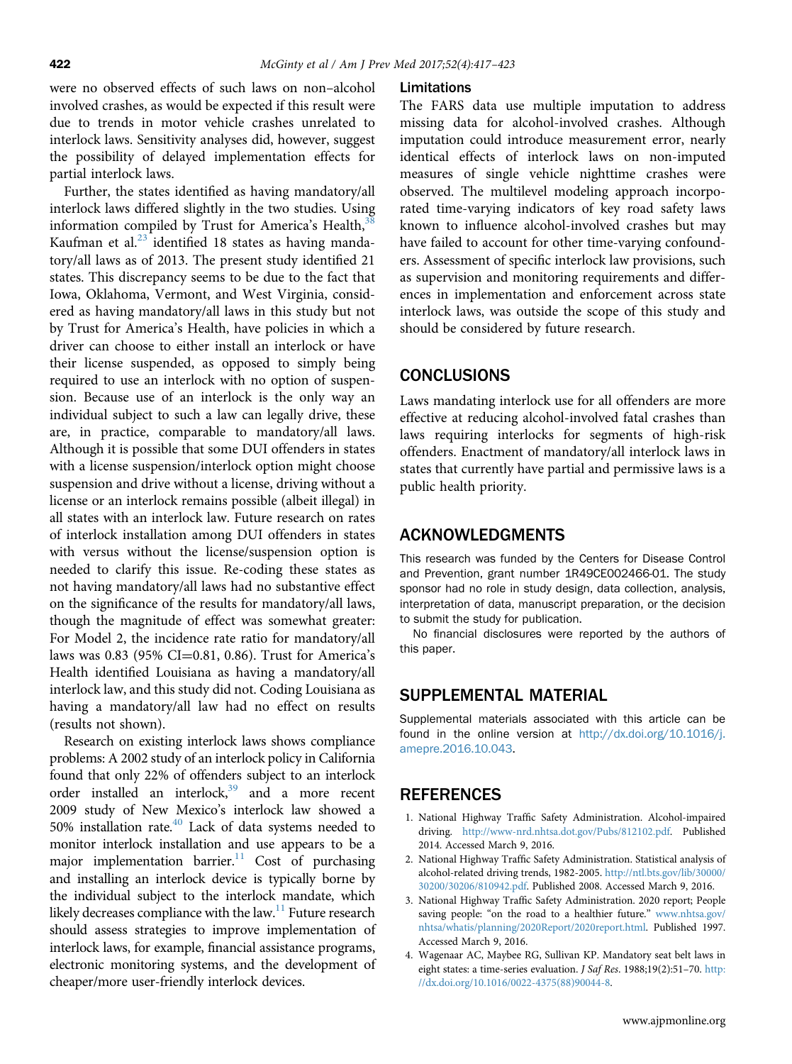were no observed effects of such laws on non–alcohol involved crashes, as would be expected if this result were due to trends in motor vehicle crashes unrelated to interlock laws. Sensitivity analyses did, however, suggest the possibility of delayed implementation effects for partial interlock laws.

Further, the states identified as having mandatory/all interlock laws differed slightly in the two studies. Using information compiled by Trust for America's Health,[38] Kaufman et al.[23] identified 18 states as having mandatory/all laws as of 2013. The present study identified 21 states. This discrepancy seems to be due to the fact that Iowa, Oklahoma, Vermont, and West Virginia, considered as having mandatory/all laws in this study but not by Trust for America's Health, have policies in which a driver can choose to either install an interlock or have their license suspended, as opposed to simply being required to use an interlock with no option of suspension. Because use of an interlock is the only way an individual subject to such a law can legally drive, these are, in practice, comparable to mandatory/all laws. Although it is possible that some DUI offenders in states with a license suspension/interlock option might choose suspension and drive without a license, driving without a license or an interlock remains possible (albeit illegal) in all states with an interlock law. Future research on rates of interlock installation among DUI offenders in states with versus without the license/suspension option is needed to clarify this issue. Re-coding these states as not having mandatory/all laws had no substantive effect on the significance of the results for mandatory/all laws, though the magnitude of effect was somewhat greater: For Model 2, the incidence rate ratio for mandatory/all laws was 0.83 (95% CI=0.81, 0.86). Trust for America's Health identified Louisiana as having a mandatory/all interlock law, and this study did not. Coding Louisiana as having a mandatory/all law had no effect on results (results not shown).

Research on existing interlock laws shows compliance problems: A 2002 study of an interlock policy in California found that only 22% of offenders subject to an interlock order installed an interlock,[39] and a more recent 2009 study of New Mexico's interlock law showed a 50% installation rate.[40] Lack of data systems needed to monitor interlock installation and use appears to be a major implementation barrier.[11] Cost of purchasing and installing an interlock device is typically borne by the individual subject to the interlock mandate, which likely decreases compliance with the law.[11] Future research should assess strategies to improve implementation of interlock laws, for example, financial assistance programs, electronic monitoring systems, and the development of cheaper/more user-friendly interlock devices.

### Limitations

The FARS data use multiple imputation to address missing data for alcohol-involved crashes. Although imputation could introduce measurement error, nearly identical effects of interlock laws on non-imputed measures of single vehicle nighttime crashes were observed. The multilevel modeling approach incorporated time-varying indicators of key road safety laws known to influence alcohol-involved crashes but may have failed to account for other time-varying confounders. Assessment of specific interlock law provisions, such as supervision and monitoring requirements and differences in implementation and enforcement across state interlock laws, was outside the scope of this study and should be considered by future research.

## CONCLUSIONS

Laws mandating interlock use for all offenders are more effective at reducing alcohol-involved fatal crashes than laws requiring interlocks for segments of high-risk offenders. Enactment of mandatory/all interlock laws in states that currently have partial and permissive laws is a public health priority.

## ACKNOWLEDGMENTS

This research was funded by the Centers for Disease Control and Prevention, grant number 1R49CE002466-01. The study sponsor had no role in study design, data collection, analysis, interpretation of data, manuscript preparation, or the decision to submit the study for publication.

No financial disclosures were reported by the authors of this paper.

## SUPPLEMENTAL MATERIAL

Supplemental materials associated with this article can be found in the online version at http://dx.doi.org/10.1016/j.amepre.2016.10.043.

## REFERENCES

1. National Highway Traffic Safety Administration. Alcohol-impaired driving. http://www-nrd.nhtsa.dot.gov/Pubs/812102.pdf. Published 2014. Accessed March 9, 2016.
2. National Highway Traffic Safety Administration. Statistical analysis of alcohol-related driving trends, 1982-2005. http://ntl.bts.gov/lib/30000/30200/30206/810942.pdf. Published 2008. Accessed March 9, 2016.
3. National Highway Traffic Safety Administration. 2020 report; People saving people: "on the road to a healthier future." www.nhtsa.gov/nhtsa/whatis/planning/2020Report/2020report.html. Published 1997. Accessed March 9, 2016.
4. Wagenaar AC, Maybee RG, Sullivan KP. Mandatory seat belt laws in eight states: a time-series evaluation. *J Saf Res*. 1988;19(2):51–70. http://dx.doi.org/10.1016/0022-4375(88)90044-8.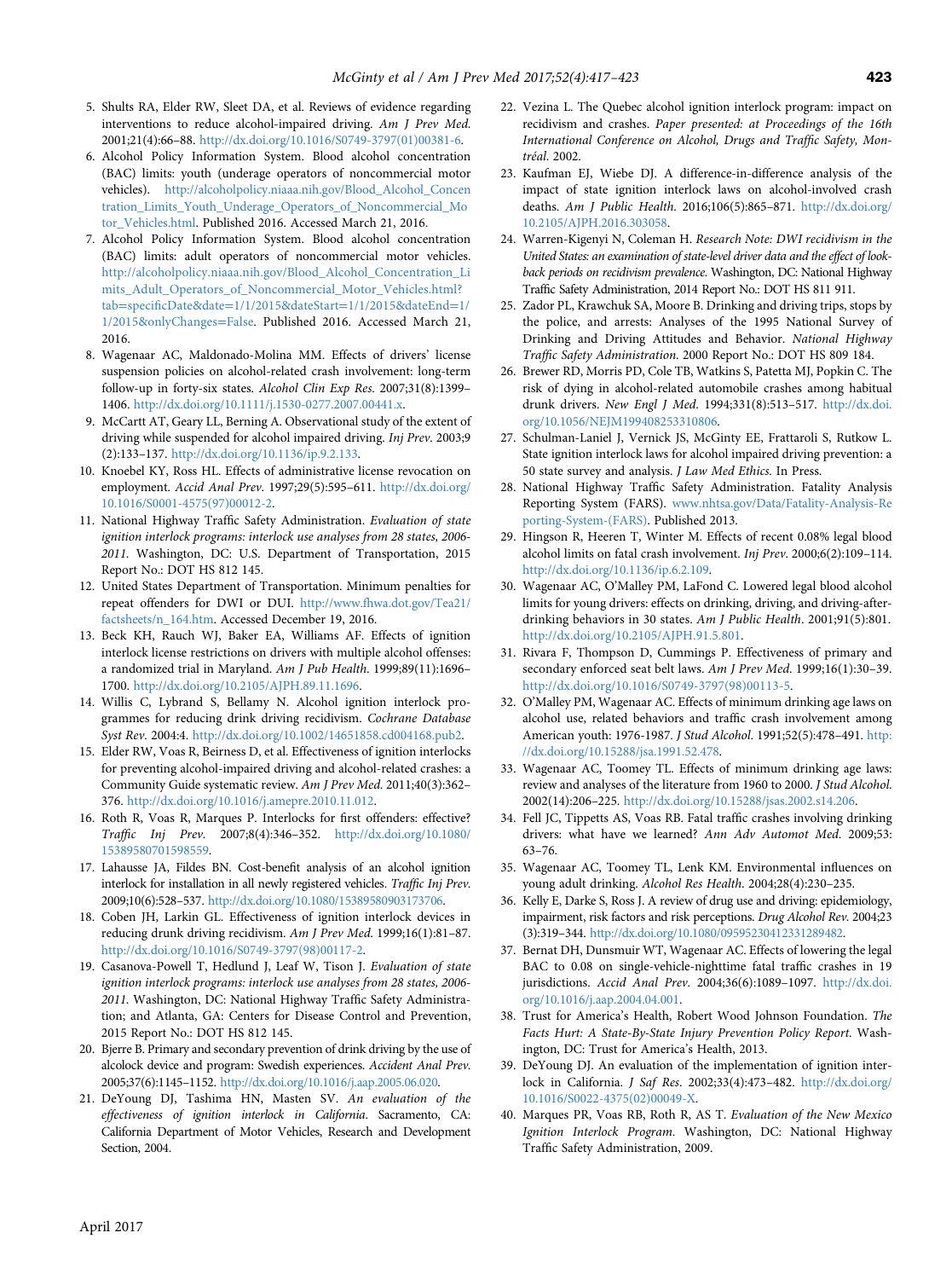5. Shults RA, Elder RW, Sleet DA, et al. Reviews of evidence regarding interventions to reduce alcohol-impaired driving. *Am J Prev Med.* 2001;21(4):66–88. http://dx.doi.org/10.1016/S0749-3797(01)00381-6.
6. Alcohol Policy Information System. Blood alcohol concentration (BAC) limits: youth (underage operators of noncommercial motor vehicles). http://alcoholpolicy.niaaa.nih.gov/Blood_Alcohol_Concentration_Limits_Youth_Underage_Operators_of_Noncommercial_Motor_Vehicles.html. Published 2016. Accessed March 21, 2016.
7. Alcohol Policy Information System. Blood alcohol concentration (BAC) limits: adult operators of noncommercial motor vehicles. http://alcoholpolicy.niaaa.nih.gov/Blood_Alcohol_Concentration_Limits_Adult_Operators_of_Noncommercial_Motor_Vehicles.html?tab=specificDate&date=1/1/2015&dateStart=1/1/2015&dateEnd=1/1/2015&onlyChanges=False. Published 2016. Accessed March 21, 2016.
8. Wagenaar AC, Maldonado-Molina MM. Effects of drivers' license suspension policies on alcohol-related crash involvement: long-term follow-up in forty-six states. *Alcohol Clin Exp Res.* 2007;31(8):1399–1406. http://dx.doi.org/10.1111/j.1530-0277.2007.00441.x.
9. McCartt AT, Geary LL, Berning A. Observational study of the extent of driving while suspended for alcohol impaired driving. *Inj Prev.* 2003;9(2):133–137. http://dx.doi.org/10.1136/ip.9.2.133.
10. Knoebel KY, Ross HL. Effects of administrative license revocation on employment. *Accid Anal Prev.* 1997;29(5):595–611. http://dx.doi.org/10.1016/S0001-4575(97)00012-2.
11. National Highway Traffic Safety Administration. *Evaluation of state ignition interlock programs: interlock use analyses from 28 states, 2006-2011.* Washington, DC: U.S. Department of Transportation, 2015 Report No.: DOT HS 812 145.
12. United States Department of Transportation. Minimum penalties for repeat offenders for DWI or DUI. http://www.fhwa.dot.gov/Tea21/factsheets/n_164.htm. Accessed December 19, 2016.
13. Beck KH, Rauch WJ, Baker EA, Williams AF. Effects of ignition interlock license restrictions on drivers with multiple alcohol offenses: a randomized trial in Maryland. *Am J Pub Health.* 1999;89(11):1696–1700. http://dx.doi.org/10.2105/AJPH.89.11.1696.
14. Willis C, Lybrand S, Bellamy N. Alcohol ignition interlock programmes for reducing drink driving recidivism. *Cochrane Database Syst Rev.* 2004:4. http://dx.doi.org/10.1002/14651858.cd004168.pub2.
15. Elder RW, Voas R, Beirness D, et al. Effectiveness of ignition interlocks for preventing alcohol-impaired driving and alcohol-related crashes: a Community Guide systematic review. *Am J Prev Med.* 2011;40(3):362–376. http://dx.doi.org/10.1016/j.amepre.2010.11.012.
16. Roth R, Voas R, Marques P. Interlocks for first offenders: effective? *Traffic Inj Prev.* 2007;8(4):346–352. http://dx.doi.org/10.1080/15389580701598559.
17. Lahausse JA, Fildes BN. Cost-benefit analysis of an alcohol ignition interlock for installation in all newly registered vehicles. *Traffic Inj Prev.* 2009;10(6):528–537. http://dx.doi.org/10.1080/15389580903173706.
18. Coben JH, Larkin GL. Effectiveness of ignition interlock devices in reducing drunk driving recidivism. *Am J Prev Med.* 1999;16(1):81–87. http://dx.doi.org/10.1016/S0749-3797(98)00117-2.
19. Casanova-Powell T, Hedlund J, Leaf W, Tison J. *Evaluation of state ignition interlock programs: interlock use analyses from 28 states, 2006-2011.* Washington, DC: National Highway Traffic Safety Administration; and Atlanta, GA: Centers for Disease Control and Prevention, 2015 Report No.: DOT HS 812 145.
20. Bjerre B. Primary and secondary prevention of drink driving by the use of alcolock device and program: Swedish experiences. *Accident Anal Prev.* 2005;37(6):1145–1152. http://dx.doi.org/10.1016/j.aap.2005.06.020.
21. DeYoung DJ, Tashima HN, Masten SV. *An evaluation of the effectiveness of ignition interlock in California.* Sacramento, CA: California Department of Motor Vehicles, Research and Development Section, 2004.
22. Vezina L. The Quebec alcohol ignition interlock program: impact on recidivism and crashes. *Paper presented: at Proceedings of the 16th International Conference on Alcohol, Drugs and Traffic Safety, Montréal.* 2002.
23. Kaufman EJ, Wiebe DJ. A difference-in-difference analysis of the impact of state ignition interlock laws on alcohol-involved crash deaths. *Am J Public Health.* 2016;106(5):865–871. http://dx.doi.org/10.2105/AJPH.2016.303058.
24. Warren-Kigenyi N, Coleman H. *Research Note: DWI recidivism in the United States: an examination of state-level driver data and the effect of look-back periods on recidivism prevalence.* Washington, DC: National Highway Traffic Safety Administration, 2014 Report No.: DOT HS 811 911.
25. Zador PL, Krawchuk SA, Moore B. Drinking and driving trips, stops by the police, and arrests: Analyses of the 1995 National Survey of Drinking and Driving Attitudes and Behavior. *National Highway Traffic Safety Administration.* 2000 Report No.: DOT HS 809 184.
26. Brewer RD, Morris PD, Cole TB, Watkins S, Patetta MJ, Popkin C. The risk of dying in alcohol-related automobile crashes among habitual drunk drivers. *New Engl J Med.* 1994;331(8):513–517. http://dx.doi.org/10.1056/NEJM199408253310806.
27. Schulman-Laniel J, Vernick JS, McGinty EE, Frattaroli S, Rutkow L. State ignition interlock laws for alcohol impaired driving prevention: a 50 state survey and analysis. *J Law Med Ethics.* In Press.
28. National Highway Traffic Safety Administration. Fatality Analysis Reporting System (FARS). www.nhtsa.gov/Data/Fatality-Analysis-Reporting-System-(FARS). Published 2013.
29. Hingson R, Heeren T, Winter M. Effects of recent 0.08% legal blood alcohol limits on fatal crash involvement. *Inj Prev.* 2000;6(2):109–114. http://dx.doi.org/10.1136/ip.6.2.109.
30. Wagenaar AC, O'Malley PM, LaFond C. Lowered legal blood alcohol limits for young drivers: effects on drinking, driving, and driving-after-drinking behaviors in 30 states. *Am J Public Health.* 2001;91(5):801. http://dx.doi.org/10.2105/AJPH.91.5.801.
31. Rivara F, Thompson D, Cummings P. Effectiveness of primary and secondary enforced seat belt laws. *Am J Prev Med.* 1999;16(1):30–39. http://dx.doi.org/10.1016/S0749-3797(98)00113-5.
32. O'Malley PM, Wagenaar AC. Effects of minimum drinking age laws on alcohol use, related behaviors and traffic crash involvement among American youth: 1976-1987. *J Stud Alcohol.* 1991;52(5):478–491. http://dx.doi.org/10.15288/jsa.1991.52.478.
33. Wagenaar AC, Toomey TL. Effects of minimum drinking age laws: review and analyses of the literature from 1960 to 2000. *J Stud Alcohol.* 2002(14):206–225. http://dx.doi.org/10.15288/jsas.2002.s14.206.
34. Fell JC, Tippetts AS, Voas RB. Fatal traffic crashes involving drinking drivers: what have we learned? *Ann Adv Automot Med.* 2009;53:63–76.
35. Wagenaar AC, Toomey TL, Lenk KM. Environmental influences on young adult drinking. *Alcohol Res Health.* 2004;28(4):230–235.
36. Kelly E, Darke S, Ross J. A review of drug use and driving: epidemiology, impairment, risk factors and risk perceptions. *Drug Alcohol Rev.* 2004;23(3):319–344. http://dx.doi.org/10.1080/09595230412331289482.
37. Bernat DH, Dunsmuir WT, Wagenaar AC. Effects of lowering the legal BAC to 0.08 on single-vehicle-nighttime fatal traffic crashes in 19 jurisdictions. *Accid Anal Prev.* 2004;36(6):1089–1097. http://dx.doi.org/10.1016/j.aap.2004.04.001.
38. Trust for America's Health, Robert Wood Johnson Foundation. *The Facts Hurt: A State-By-State Injury Prevention Policy Report.* Washington, DC: Trust for America's Health, 2013.
39. DeYoung DJ. An evaluation of the implementation of ignition interlock in California. *J Saf Res.* 2002;33(4):473–482. http://dx.doi.org/10.1016/S0022-4375(02)00049-X.
40. Marques PR, Voas RB, Roth R, AS T. *Evaluation of the New Mexico Ignition Interlock Program.* Washington, DC: National Highway Traffic Safety Administration, 2009.